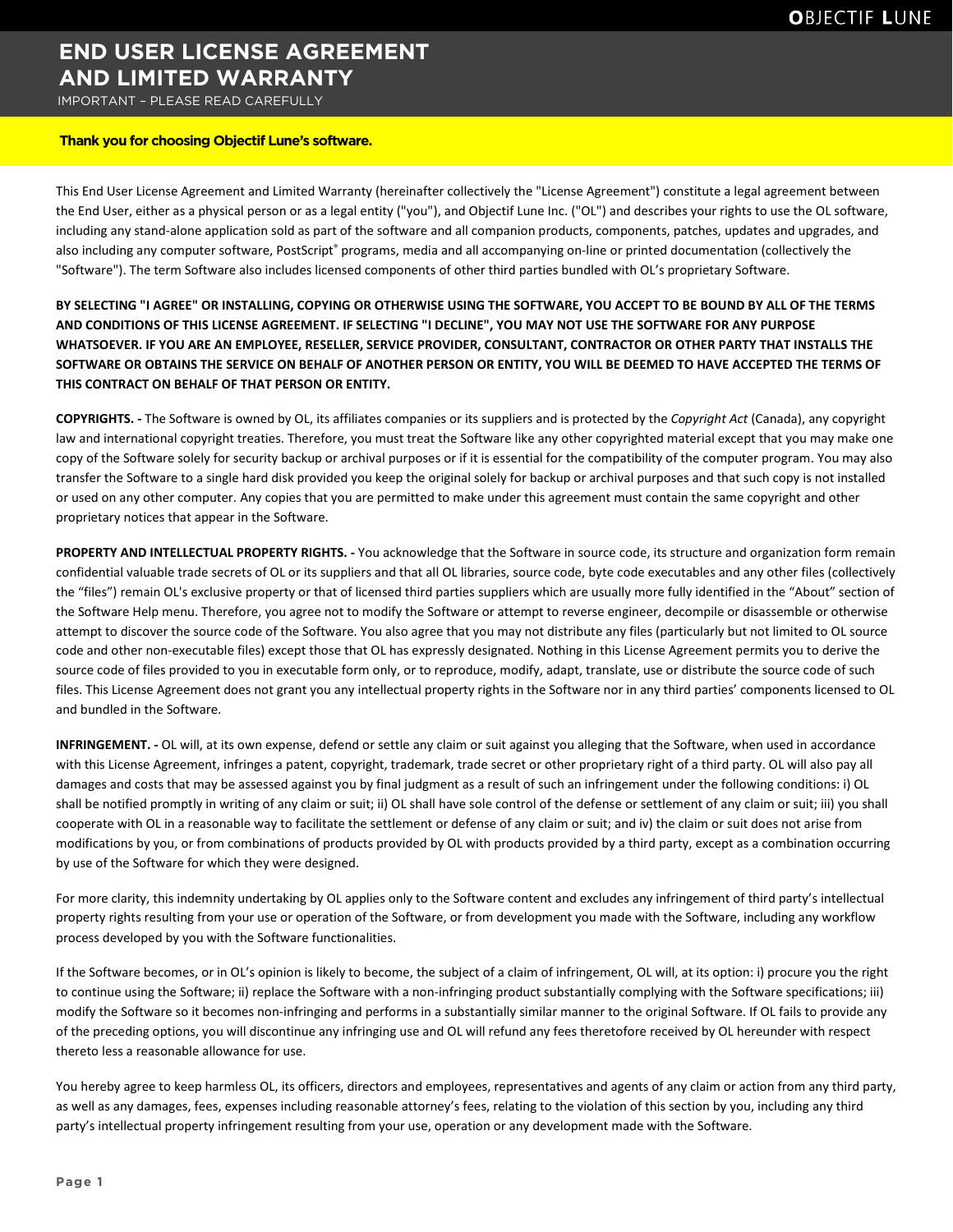# END USER LICENSE AGREEMENT AND LIMITED WARRANTY

IMPORTANT – PLEASE READ CAREFULLY

**Thank you for choosing Objectif Lune's software.**

This End User License Agreement and Limited Warranty (hereinafter collectively the "License Agreement") constitute a legal agreement between the End User, either as a physical person or as a legal entity ("you"), and Objectif Lune Inc. ("OL") and describes your rights to use the OL software, including any stand-alone application sold as part of the software and all companion products, components, patches, updates and upgrades, and also including any computer software, PostScript® programs, media and all accompanying on-line or printed documentation (collectively the "Software"). The term Software also includes licensed components of other third parties bundled with OL's proprietary Software.

**BY SELECTING "I AGREE" OR INSTALLING, COPYING OR OTHERWISE USING THE SOFTWARE, YOU ACCEPT TO BE BOUND BY ALL OF THE TERMS AND CONDITIONS OF THIS LICENSE AGREEMENT. IF SELECTING "I DECLINE", YOU MAY NOT USE THE SOFTWARE FOR ANY PURPOSE WHATSOEVER. IF YOU ARE AN EMPLOYEE, RESELLER, SERVICE PROVIDER, CONSULTANT, CONTRACTOR OR OTHER PARTY THAT INSTALLS THE SOFTWARE OR OBTAINS THE SERVICE ON BEHALF OF ANOTHER PERSON OR ENTITY, YOU WILL BE DEEMED TO HAVE ACCEPTED THE TERMS OF THIS CONTRACT ON BEHALF OF THAT PERSON OR ENTITY.**

**COPYRIGHTS. -** The Software is owned by OL, its affiliates companies or its suppliers and is protected by the *Copyright Act* (Canada), any copyright law and international copyright treaties. Therefore, you must treat the Software like any other copyrighted material except that you may make one copy of the Software solely for security backup or archival purposes or if it is essential for the compatibility of the computer program. You may also transfer the Software to a single hard disk provided you keep the original solely for backup or archival purposes and that such copy is not installed or used on any other computer. Any copies that you are permitted to make under this agreement must contain the same copyright and other proprietary notices that appear in the Software.

**PROPERTY AND INTELLECTUAL PROPERTY RIGHTS. -** You acknowledge that the Software in source code, its structure and organization form remain confidential valuable trade secrets of OL or its suppliers and that all OL libraries, source code, byte code executables and any other files (collectively the "files") remain OL's exclusive property or that of licensed third parties suppliers which are usually more fully identified in the "About" section of the Software Help menu. Therefore, you agree not to modify the Software or attempt to reverse engineer, decompile or disassemble or otherwise attempt to discover the source code of the Software. You also agree that you may not distribute any files (particularly but not limited to OL source code and other non-executable files) except those that OL has expressly designated. Nothing in this License Agreement permits you to derive the source code of files provided to you in executable form only, or to reproduce, modify, adapt, translate, use or distribute the source code of such files. This License Agreement does not grant you any intellectual property rights in the Software nor in any third parties' components licensed to OL and bundled in the Software.

**INFRINGEMENT. -** OL will, at its own expense, defend or settle any claim or suit against you alleging that the Software, when used in accordance with this License Agreement, infringes a patent, copyright, trademark, trade secret or other proprietary right of a third party. OL will also pay all damages and costs that may be assessed against you by final judgment as a result of such an infringement under the following conditions: i) OL shall be notified promptly in writing of any claim or suit; ii) OL shall have sole control of the defense or settlement of any claim or suit; iii) you shall cooperate with OL in a reasonable way to facilitate the settlement or defense of any claim or suit; and iv) the claim or suit does not arise from modifications by you, or from combinations of products provided by OL with products provided by a third party, except as a combination occurring by use of the Software for which they were designed.

For more clarity, this indemnity undertaking by OL applies only to the Software content and excludes any infringement of third party's intellectual property rights resulting from your use or operation of the Software, or from development you made with the Software, including any workflow process developed by you with the Software functionalities.

If the Software becomes, or in OL's opinion is likely to become, the subject of a claim of infringement, OL will, at its option: i) procure you the right to continue using the Software; ii) replace the Software with a non-infringing product substantially complying with the Software specifications; iii) modify the Software so it becomes non-infringing and performs in a substantially similar manner to the original Software. If OL fails to provide any of the preceding options, you will discontinue any infringing use and OL will refund any fees theretofore received by OL hereunder with respect thereto less a reasonable allowance for use.

You hereby agree to keep harmless OL, its officers, directors and employees, representatives and agents of any claim or action from any third party, as well as any damages, fees, expenses including reasonable attorney's fees, relating to the violation of this section by you, including any third party's intellectual property infringement resulting from your use, operation or any development made with the Software.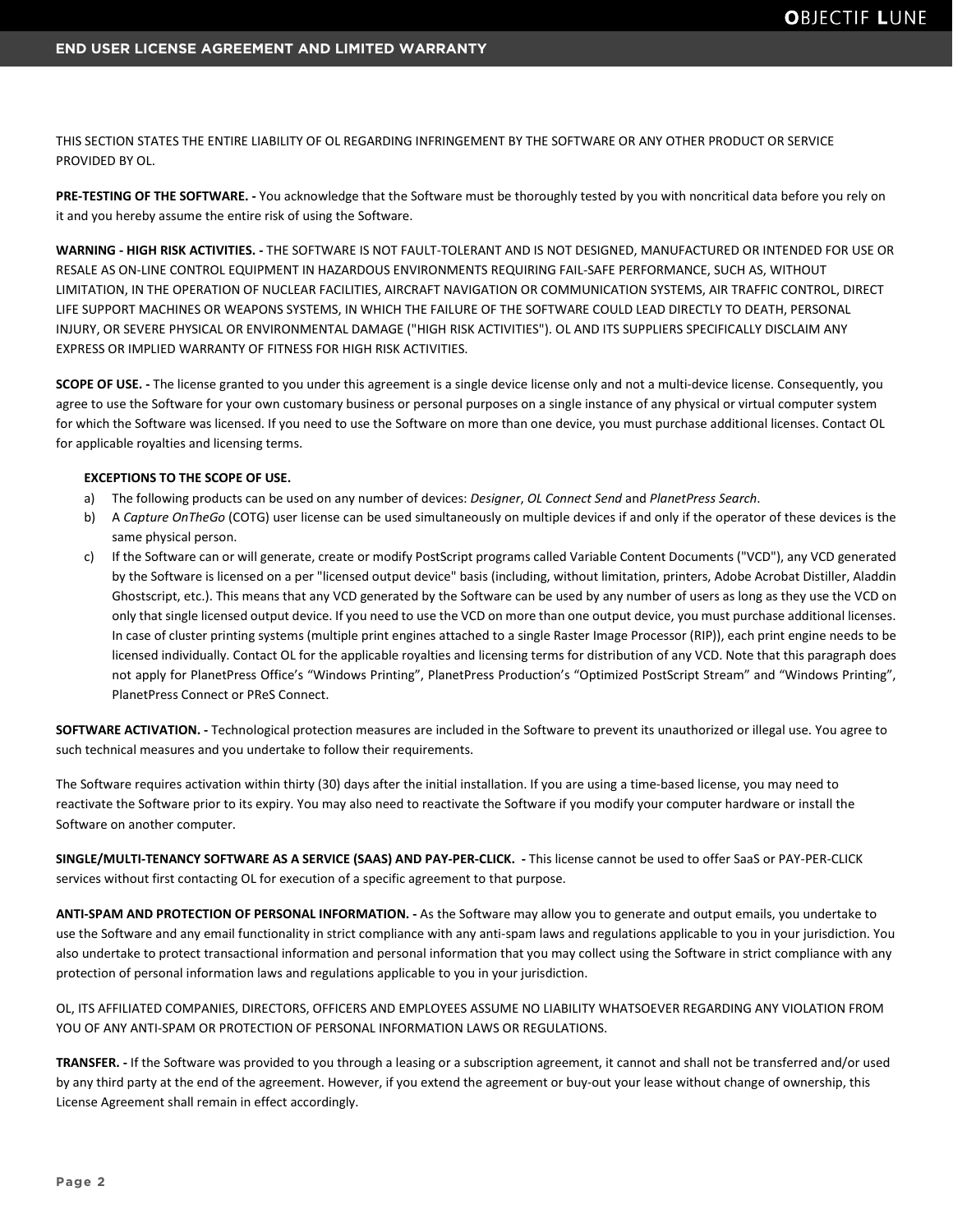THIS SECTION STATES THE ENTIRE LIABILITY OF OL REGARDING INFRINGEMENT BY THE SOFTWARE OR ANY OTHER PRODUCT OR SERVICE PROVIDED BY OL.

**PRE-TESTING OF THE SOFTWARE. -** You acknowledge that the Software must be thoroughly tested by you with noncritical data before you rely on it and you hereby assume the entire risk of using the Software.

**WARNING - HIGH RISK ACTIVITIES. -** THE SOFTWARE IS NOT FAULT-TOLERANT AND IS NOT DESIGNED, MANUFACTURED OR INTENDED FOR USE OR RESALE AS ON-LINE CONTROL EQUIPMENT IN HAZARDOUS ENVIRONMENTS REQUIRING FAIL-SAFE PERFORMANCE, SUCH AS, WITHOUT LIMITATION, IN THE OPERATION OF NUCLEAR FACILITIES, AIRCRAFT NAVIGATION OR COMMUNICATION SYSTEMS, AIR TRAFFIC CONTROL, DIRECT LIFE SUPPORT MACHINES OR WEAPONS SYSTEMS, IN WHICH THE FAILURE OF THE SOFTWARE COULD LEAD DIRECTLY TO DEATH, PERSONAL INJURY, OR SEVERE PHYSICAL OR ENVIRONMENTAL DAMAGE ("HIGH RISK ACTIVITIES"). OL AND ITS SUPPLIERS SPECIFICALLY DISCLAIM ANY EXPRESS OR IMPLIED WARRANTY OF FITNESS FOR HIGH RISK ACTIVITIES.

**SCOPE OF USE. -** The license granted to you under this agreement is a single device license only and not a multi-device license. Consequently, you agree to use the Software for your own customary business or personal purposes on a single instance of any physical or virtual computer system for which the Software was licensed. If you need to use the Software on more than one device, you must purchase additional licenses. Contact OL for applicable royalties and licensing terms.

**EXCEPTIONS TO THE SCOPE OF USE.**

a) The following products can be used on any number of devices: *Designer*, *OL Connect Send* and *PlanetPress Search*.

b) A *Capture OnTheGo* (COTG) user license can be used simultaneously on multiple devices if and only if the operator of these devices is the same physical person.

c) If the Software can or will generate, create or modify PostScript programs called Variable Content Documents ("VCD"), any VCD generated by the Software is licensed on a per "licensed output device" basis (including, without limitation, printers, Adobe Acrobat Distiller, Aladdin Ghostscript, etc.). This means that any VCD generated by the Software can be used by any number of users as long as they use the VCD on only that single licensed output device. If you need to use the VCD on more than one output device, you must purchase additional licenses. In case of cluster printing systems (multiple print engines attached to a single Raster Image Processor (RIP)), each print engine needs to be licensed individually. Contact OL for the applicable royalties and licensing terms for distribution of any VCD. Note that this paragraph does not apply for PlanetPress Office's "Windows Printing", PlanetPress Production's "Optimized PostScript Stream" and "Windows Printing", PlanetPress Connect or PReS Connect.

**SOFTWARE ACTIVATION. -** Technological protection measures are included in the Software to prevent its unauthorized or illegal use. You agree to such technical measures and you undertake to follow their requirements.

The Software requires activation within thirty (30) days after the initial installation. If you are using a time-based license, you may need to reactivate the Software prior to its expiry. You may also need to reactivate the Software if you modify your computer hardware or install the Software on another computer.

**SINGLE/MULTI-TENANCY SOFTWARE AS A SERVICE (SAAS) AND PAY-PER-CLICK. -** This license cannot be used to offer SaaS or PAY-PER-CLICK services without first contacting OL for execution of a specific agreement to that purpose.

**ANTI-SPAM AND PROTECTION OF PERSONAL INFORMATION. -** As the Software may allow you to generate and output emails, you undertake to use the Software and any email functionality in strict compliance with any anti-spam laws and regulations applicable to you in your jurisdiction. You also undertake to protect transactional information and personal information that you may collect using the Software in strict compliance with any protection of personal information laws and regulations applicable to you in your jurisdiction.

OL, ITS AFFILIATED COMPANIES, DIRECTORS, OFFICERS AND EMPLOYEES ASSUME NO LIABILITY WHATSOEVER REGARDING ANY VIOLATION FROM YOU OF ANY ANTI-SPAM OR PROTECTION OF PERSONAL INFORMATION LAWS OR REGULATIONS.

**TRANSFER. -** If the Software was provided to you through a leasing or a subscription agreement, it cannot and shall not be transferred and/or used by any third party at the end of the agreement. However, if you extend the agreement or buy-out your lease without change of ownership, this License Agreement shall remain in effect accordingly.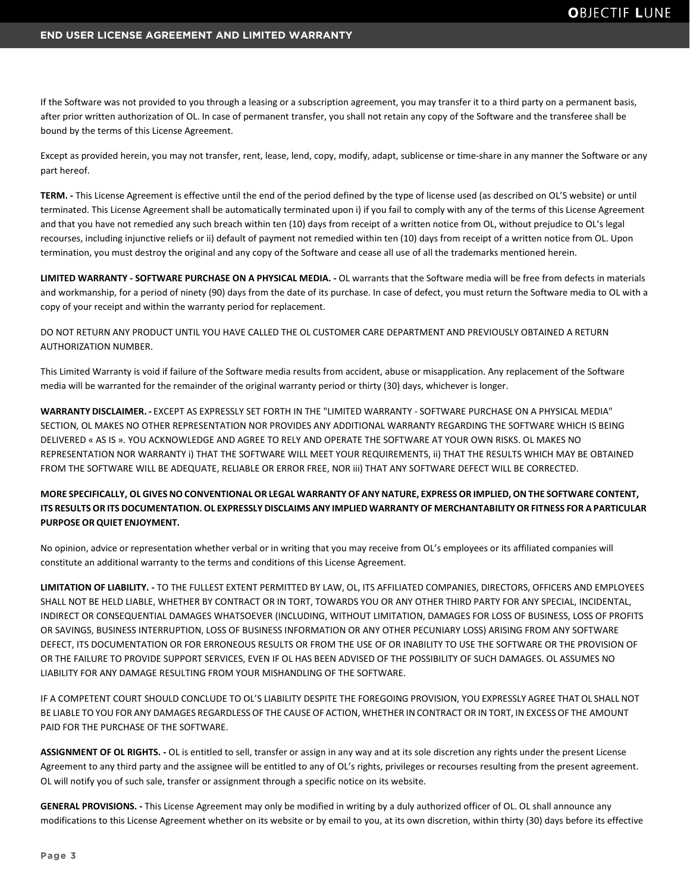If the Software was not provided to you through a leasing or a subscription agreement, you may transfer it to a third party on a permanent basis, after prior written authorization of OL. In case of permanent transfer, you shall not retain any copy of the Software and the transferee shall be bound by the terms of this License Agreement.

Except as provided herein, you may not transfer, rent, lease, lend, copy, modify, adapt, sublicense or time-share in any manner the Software or any part hereof.

**TERM. -** This License Agreement is effective until the end of the period defined by the type of license used (as described on OL'S website) or until terminated. This License Agreement shall be automatically terminated upon i) if you fail to comply with any of the terms of this License Agreement and that you have not remedied any such breach within ten (10) days from receipt of a written notice from OL, without prejudice to OL's legal recourses, including injunctive reliefs or ii) default of payment not remedied within ten (10) days from receipt of a written notice from OL. Upon termination, you must destroy the original and any copy of the Software and cease all use of all the trademarks mentioned herein.

**LIMITED WARRANTY - SOFTWARE PURCHASE ON A PHYSICAL MEDIA. -** OL warrants that the Software media will be free from defects in materials and workmanship, for a period of ninety (90) days from the date of its purchase. In case of defect, you must return the Software media to OL with a copy of your receipt and within the warranty period for replacement.

DO NOT RETURN ANY PRODUCT UNTIL YOU HAVE CALLED THE OL CUSTOMER CARE DEPARTMENT AND PREVIOUSLY OBTAINED A RETURN AUTHORIZATION NUMBER.

This Limited Warranty is void if failure of the Software media results from accident, abuse or misapplication. Any replacement of the Software media will be warranted for the remainder of the original warranty period or thirty (30) days, whichever is longer.

**WARRANTY DISCLAIMER. -** EXCEPT AS EXPRESSLY SET FORTH IN THE "LIMITED WARRANTY - SOFTWARE PURCHASE ON A PHYSICAL MEDIA" SECTION, OL MAKES NO OTHER REPRESENTATION NOR PROVIDES ANY ADDITIONAL WARRANTY REGARDING THE SOFTWARE WHICH IS BEING DELIVERED « AS IS ». YOU ACKNOWLEDGE AND AGREE TO RELY AND OPERATE THE SOFTWARE AT YOUR OWN RISKS. OL MAKES NO REPRESENTATION NOR WARRANTY i) THAT THE SOFTWARE WILL MEET YOUR REQUIREMENTS, ii) THAT THE RESULTS WHICH MAY BE OBTAINED FROM THE SOFTWARE WILL BE ADEQUATE, RELIABLE OR ERROR FREE, NOR iii) THAT ANY SOFTWARE DEFECT WILL BE CORRECTED.

**MORE SPECIFICALLY, OL GIVES NO CONVENTIONAL OR LEGAL WARRANTY OF ANY NATURE, EXPRESS OR IMPLIED, ON THE SOFTWARE CONTENT, ITS RESULTS OR ITS DOCUMENTATION. OL EXPRESSLY DISCLAIMS ANY IMPLIED WARRANTY OF MERCHANTABILITY OR FITNESS FOR A PARTICULAR PURPOSE OR QUIET ENJOYMENT.**

No opinion, advice or representation whether verbal or in writing that you may receive from OL's employees or its affiliated companies will constitute an additional warranty to the terms and conditions of this License Agreement.

**LIMITATION OF LIABILITY. -** TO THE FULLEST EXTENT PERMITTED BY LAW, OL, ITS AFFILIATED COMPANIES, DIRECTORS, OFFICERS AND EMPLOYEES SHALL NOT BE HELD LIABLE, WHETHER BY CONTRACT OR IN TORT, TOWARDS YOU OR ANY OTHER THIRD PARTY FOR ANY SPECIAL, INCIDENTAL, INDIRECT OR CONSEQUENTIAL DAMAGES WHATSOEVER (INCLUDING, WITHOUT LIMITATION, DAMAGES FOR LOSS OF BUSINESS, LOSS OF PROFITS OR SAVINGS, BUSINESS INTERRUPTION, LOSS OF BUSINESS INFORMATION OR ANY OTHER PECUNIARY LOSS) ARISING FROM ANY SOFTWARE DEFECT, ITS DOCUMENTATION OR FOR ERRONEOUS RESULTS OR FROM THE USE OF OR INABILITY TO USE THE SOFTWARE OR THE PROVISION OF OR THE FAILURE TO PROVIDE SUPPORT SERVICES, EVEN IF OL HAS BEEN ADVISED OF THE POSSIBILITY OF SUCH DAMAGES. OL ASSUMES NO LIABILITY FOR ANY DAMAGE RESULTING FROM YOUR MISHANDLING OF THE SOFTWARE.

IF A COMPETENT COURT SHOULD CONCLUDE TO OL'S LIABILITY DESPITE THE FOREGOING PROVISION, YOU EXPRESSLY AGREE THAT OL SHALL NOT BE LIABLE TO YOU FOR ANY DAMAGES REGARDLESS OF THE CAUSE OF ACTION, WHETHER IN CONTRACT OR IN TORT, IN EXCESS OF THE AMOUNT PAID FOR THE PURCHASE OF THE SOFTWARE.

**ASSIGNMENT OF OL RIGHTS. -** OL is entitled to sell, transfer or assign in any way and at its sole discretion any rights under the present License Agreement to any third party and the assignee will be entitled to any of OL's rights, privileges or recourses resulting from the present agreement. OL will notify you of such sale, transfer or assignment through a specific notice on its website.

**GENERAL PROVISIONS. -** This License Agreement may only be modified in writing by a duly authorized officer of OL. OL shall announce any modifications to this License Agreement whether on its website or by email to you, at its own discretion, within thirty (30) days before its effective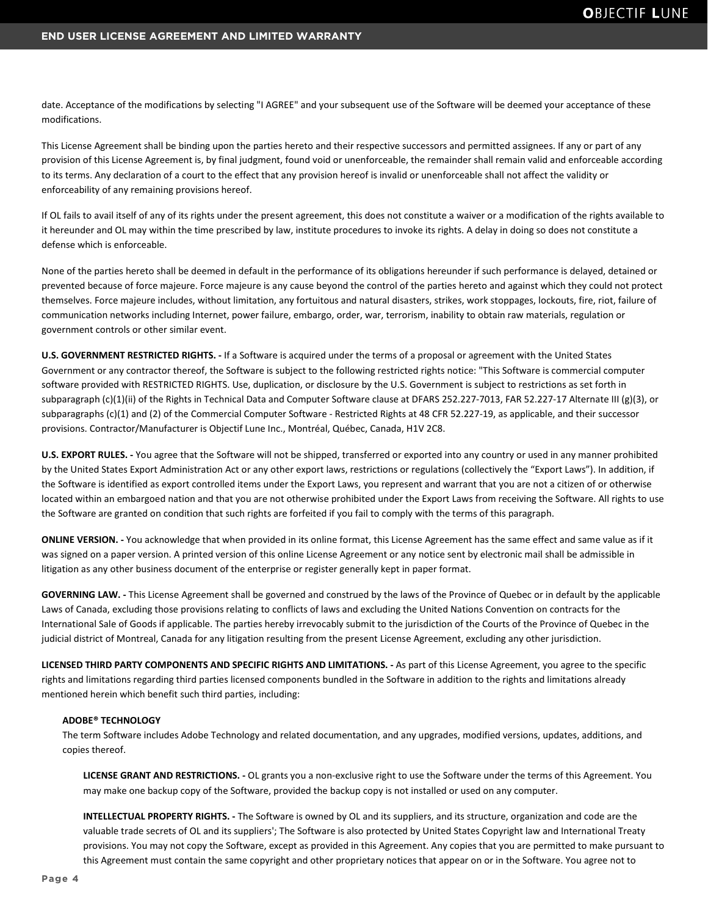date. Acceptance of the modifications by selecting "I AGREE" and your subsequent use of the Software will be deemed your acceptance of these modifications.

This License Agreement shall be binding upon the parties hereto and their respective successors and permitted assignees. If any or part of any provision of this License Agreement is, by final judgment, found void or unenforceable, the remainder shall remain valid and enforceable according to its terms. Any declaration of a court to the effect that any provision hereof is invalid or unenforceable shall not affect the validity or enforceability of any remaining provisions hereof.

If OL fails to avail itself of any of its rights under the present agreement, this does not constitute a waiver or a modification of the rights available to it hereunder and OL may within the time prescribed by law, institute procedures to invoke its rights. A delay in doing so does not constitute a defense which is enforceable.

None of the parties hereto shall be deemed in default in the performance of its obligations hereunder if such performance is delayed, detained or prevented because of force majeure. Force majeure is any cause beyond the control of the parties hereto and against which they could not protect themselves. Force majeure includes, without limitation, any fortuitous and natural disasters, strikes, work stoppages, lockouts, fire, riot, failure of communication networks including Internet, power failure, embargo, order, war, terrorism, inability to obtain raw materials, regulation or government controls or other similar event.

**U.S. GOVERNMENT RESTRICTED RIGHTS. -** If a Software is acquired under the terms of a proposal or agreement with the United States Government or any contractor thereof, the Software is subject to the following restricted rights notice: "This Software is commercial computer software provided with RESTRICTED RIGHTS. Use, duplication, or disclosure by the U.S. Government is subject to restrictions as set forth in subparagraph (c)(1)(ii) of the Rights in Technical Data and Computer Software clause at DFARS 252.227-7013, FAR 52.227-17 Alternate III (g)(3), or subparagraphs (c)(1) and (2) of the Commercial Computer Software - Restricted Rights at 48 CFR 52.227-19, as applicable, and their successor provisions. Contractor/Manufacturer is Objectif Lune Inc., Montréal, Québec, Canada, H1V 2C8.

**U.S. EXPORT RULES. -** You agree that the Software will not be shipped, transferred or exported into any country or used in any manner prohibited by the United States Export Administration Act or any other export laws, restrictions or regulations (collectively the "Export Laws"). In addition, if the Software is identified as export controlled items under the Export Laws, you represent and warrant that you are not a citizen of or otherwise located within an embargoed nation and that you are not otherwise prohibited under the Export Laws from receiving the Software. All rights to use the Software are granted on condition that such rights are forfeited if you fail to comply with the terms of this paragraph.

**ONLINE VERSION. -** You acknowledge that when provided in its online format, this License Agreement has the same effect and same value as if it was signed on a paper version. A printed version of this online License Agreement or any notice sent by electronic mail shall be admissible in litigation as any other business document of the enterprise or register generally kept in paper format.

**GOVERNING LAW. -** This License Agreement shall be governed and construed by the laws of the Province of Quebec or in default by the applicable Laws of Canada, excluding those provisions relating to conflicts of laws and excluding the United Nations Convention on contracts for the International Sale of Goods if applicable. The parties hereby irrevocably submit to the jurisdiction of the Courts of the Province of Quebec in the judicial district of Montreal, Canada for any litigation resulting from the present License Agreement, excluding any other jurisdiction.

**LICENSED THIRD PARTY COMPONENTS AND SPECIFIC RIGHTS AND LIMITATIONS. -** As part of this License Agreement, you agree to the specific rights and limitations regarding third parties licensed components bundled in the Software in addition to the rights and limitations already mentioned herein which benefit such third parties, including:

**ADOBE® TECHNOLOGY**
The term Software includes Adobe Technology and related documentation, and any upgrades, modified versions, updates, additions, and copies thereof.

**LICENSE GRANT AND RESTRICTIONS. -** OL grants you a non-exclusive right to use the Software under the terms of this Agreement. You may make one backup copy of the Software, provided the backup copy is not installed or used on any computer.

**INTELLECTUAL PROPERTY RIGHTS. -** The Software is owned by OL and its suppliers, and its structure, organization and code are the valuable trade secrets of OL and its suppliers'; The Software is also protected by United States Copyright law and International Treaty provisions. You may not copy the Software, except as provided in this Agreement. Any copies that you are permitted to make pursuant to this Agreement must contain the same copyright and other proprietary notices that appear on or in the Software. You agree not to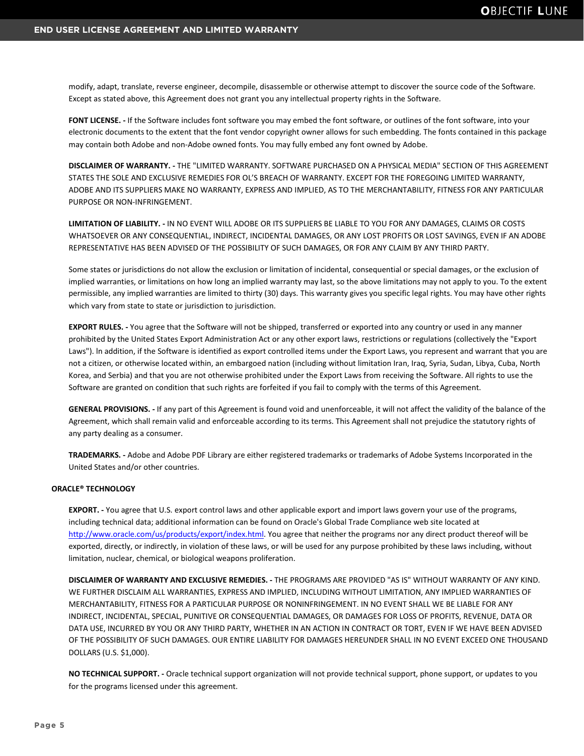modify, adapt, translate, reverse engineer, decompile, disassemble or otherwise attempt to discover the source code of the Software. Except as stated above, this Agreement does not grant you any intellectual property rights in the Software.

**FONT LICENSE. -** If the Software includes font software you may embed the font software, or outlines of the font software, into your electronic documents to the extent that the font vendor copyright owner allows for such embedding. The fonts contained in this package may contain both Adobe and non-Adobe owned fonts. You may fully embed any font owned by Adobe.

**DISCLAIMER OF WARRANTY. -** THE "LIMITED WARRANTY. SOFTWARE PURCHASED ON A PHYSICAL MEDIA" SECTION OF THIS AGREEMENT STATES THE SOLE AND EXCLUSIVE REMEDIES FOR OL'S BREACH OF WARRANTY. EXCEPT FOR THE FOREGOING LIMITED WARRANTY, ADOBE AND ITS SUPPLIERS MAKE NO WARRANTY, EXPRESS AND IMPLIED, AS TO THE MERCHANTABILITY, FITNESS FOR ANY PARTICULAR PURPOSE OR NON-INFRINGEMENT.

**LIMITATION OF LIABILITY. -** IN NO EVENT WILL ADOBE OR ITS SUPPLIERS BE LIABLE TO YOU FOR ANY DAMAGES, CLAIMS OR COSTS WHATSOEVER OR ANY CONSEQUENTIAL, INDIRECT, INCIDENTAL DAMAGES, OR ANY LOST PROFITS OR LOST SAVINGS, EVEN IF AN ADOBE REPRESENTATIVE HAS BEEN ADVISED OF THE POSSIBILITY OF SUCH DAMAGES, OR FOR ANY CLAIM BY ANY THIRD PARTY.

Some states or jurisdictions do not allow the exclusion or limitation of incidental, consequential or special damages, or the exclusion of implied warranties, or limitations on how long an implied warranty may last, so the above limitations may not apply to you. To the extent permissible, any implied warranties are limited to thirty (30) days. This warranty gives you specific legal rights. You may have other rights which vary from state to state or jurisdiction to jurisdiction.

**EXPORT RULES. -** You agree that the Software will not be shipped, transferred or exported into any country or used in any manner prohibited by the United States Export Administration Act or any other export laws, restrictions or regulations (collectively the "Export Laws"). In addition, if the Software is identified as export controlled items under the Export Laws, you represent and warrant that you are not a citizen, or otherwise located within, an embargoed nation (including without limitation Iran, Iraq, Syria, Sudan, Libya, Cuba, North Korea, and Serbia) and that you are not otherwise prohibited under the Export Laws from receiving the Software. All rights to use the Software are granted on condition that such rights are forfeited if you fail to comply with the terms of this Agreement.

**GENERAL PROVISIONS. -** If any part of this Agreement is found void and unenforceable, it will not affect the validity of the balance of the Agreement, which shall remain valid and enforceable according to its terms. This Agreement shall not prejudice the statutory rights of any party dealing as a consumer.

**TRADEMARKS. -** Adobe and Adobe PDF Library are either registered trademarks or trademarks of Adobe Systems Incorporated in the United States and/or other countries.

### ORACLE® TECHNOLOGY

**EXPORT. -** You agree that U.S. export control laws and other applicable export and import laws govern your use of the programs, including technical data; additional information can be found on Oracle's Global Trade Compliance web site located at http://www.oracle.com/us/products/export/index.html. You agree that neither the programs nor any direct product thereof will be exported, directly, or indirectly, in violation of these laws, or will be used for any purpose prohibited by these laws including, without limitation, nuclear, chemical, or biological weapons proliferation.

**DISCLAIMER OF WARRANTY AND EXCLUSIVE REMEDIES. -** THE PROGRAMS ARE PROVIDED "AS IS" WITHOUT WARRANTY OF ANY KIND. WE FURTHER DISCLAIM ALL WARRANTIES, EXPRESS AND IMPLIED, INCLUDING WITHOUT LIMITATION, ANY IMPLIED WARRANTIES OF MERCHANTABILITY, FITNESS FOR A PARTICULAR PURPOSE OR NONINFRINGEMENT. IN NO EVENT SHALL WE BE LIABLE FOR ANY INDIRECT, INCIDENTAL, SPECIAL, PUNITIVE OR CONSEQUENTIAL DAMAGES, OR DAMAGES FOR LOSS OF PROFITS, REVENUE, DATA OR DATA USE, INCURRED BY YOU OR ANY THIRD PARTY, WHETHER IN AN ACTION IN CONTRACT OR TORT, EVEN IF WE HAVE BEEN ADVISED OF THE POSSIBILITY OF SUCH DAMAGES. OUR ENTIRE LIABILITY FOR DAMAGES HEREUNDER SHALL IN NO EVENT EXCEED ONE THOUSAND DOLLARS (U.S. $1,000).

**NO TECHNICAL SUPPORT. -** Oracle technical support organization will not provide technical support, phone support, or updates to you for the programs licensed under this agreement.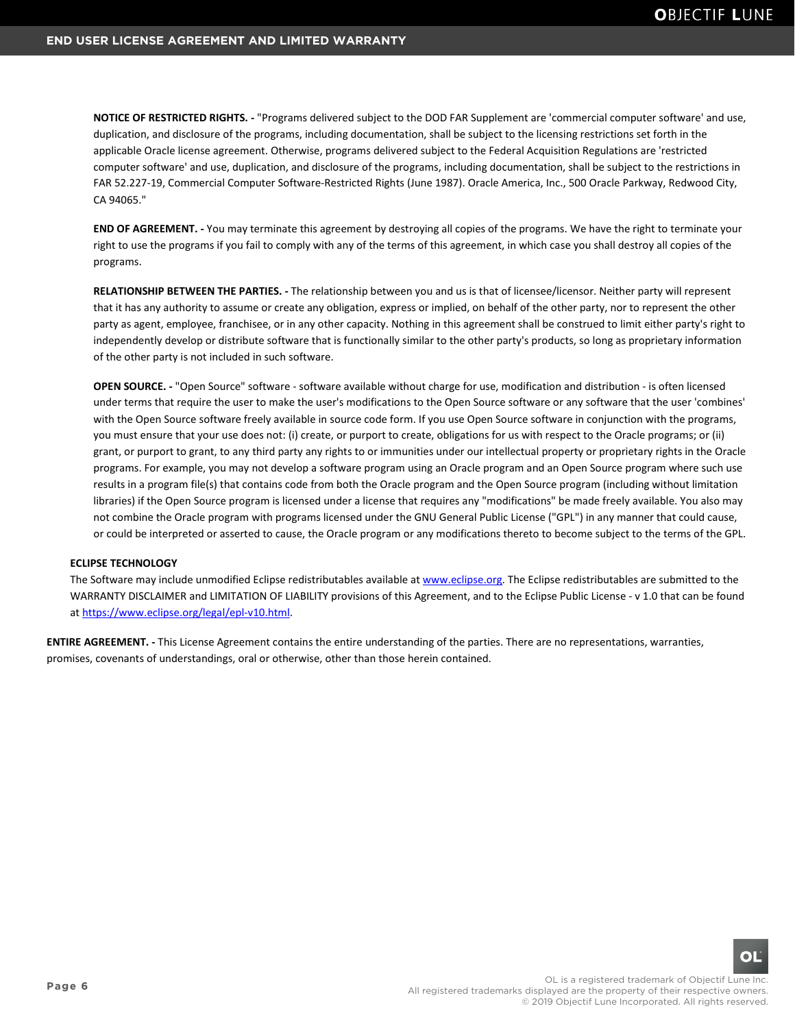**NOTICE OF RESTRICTED RIGHTS. -** "Programs delivered subject to the DOD FAR Supplement are 'commercial computer software' and use, duplication, and disclosure of the programs, including documentation, shall be subject to the licensing restrictions set forth in the applicable Oracle license agreement. Otherwise, programs delivered subject to the Federal Acquisition Regulations are 'restricted computer software' and use, duplication, and disclosure of the programs, including documentation, shall be subject to the restrictions in FAR 52.227-19, Commercial Computer Software-Restricted Rights (June 1987). Oracle America, Inc., 500 Oracle Parkway, Redwood City, CA 94065."

**END OF AGREEMENT. -** You may terminate this agreement by destroying all copies of the programs. We have the right to terminate your right to use the programs if you fail to comply with any of the terms of this agreement, in which case you shall destroy all copies of the programs.

**RELATIONSHIP BETWEEN THE PARTIES. -** The relationship between you and us is that of licensee/licensor. Neither party will represent that it has any authority to assume or create any obligation, express or implied, on behalf of the other party, nor to represent the other party as agent, employee, franchisee, or in any other capacity. Nothing in this agreement shall be construed to limit either party's right to independently develop or distribute software that is functionally similar to the other party's products, so long as proprietary information of the other party is not included in such software.

**OPEN SOURCE. -** "Open Source" software - software available without charge for use, modification and distribution - is often licensed under terms that require the user to make the user's modifications to the Open Source software or any software that the user 'combines' with the Open Source software freely available in source code form. If you use Open Source software in conjunction with the programs, you must ensure that your use does not: (i) create, or purport to create, obligations for us with respect to the Oracle programs; or (ii) grant, or purport to grant, to any third party any rights to or immunities under our intellectual property or proprietary rights in the Oracle programs. For example, you may not develop a software program using an Oracle program and an Open Source program where such use results in a program file(s) that contains code from both the Oracle program and the Open Source program (including without limitation libraries) if the Open Source program is licensed under a license that requires any "modifications" be made freely available. You also may not combine the Oracle program with programs licensed under the GNU General Public License ("GPL") in any manner that could cause, or could be interpreted or asserted to cause, the Oracle program or any modifications thereto to become subject to the terms of the GPL.

**ECLIPSE TECHNOLOGY**

The Software may include unmodified Eclipse redistributables available at www.eclipse.org. The Eclipse redistributables are submitted to the WARRANTY DISCLAIMER and LIMITATION OF LIABILITY provisions of this Agreement, and to the Eclipse Public License - v 1.0 that can be found at https://www.eclipse.org/legal/epl-v10.html.

**ENTIRE AGREEMENT. -** This License Agreement contains the entire understanding of the parties. There are no representations, warranties, promises, covenants of understandings, oral or otherwise, other than those herein contained.